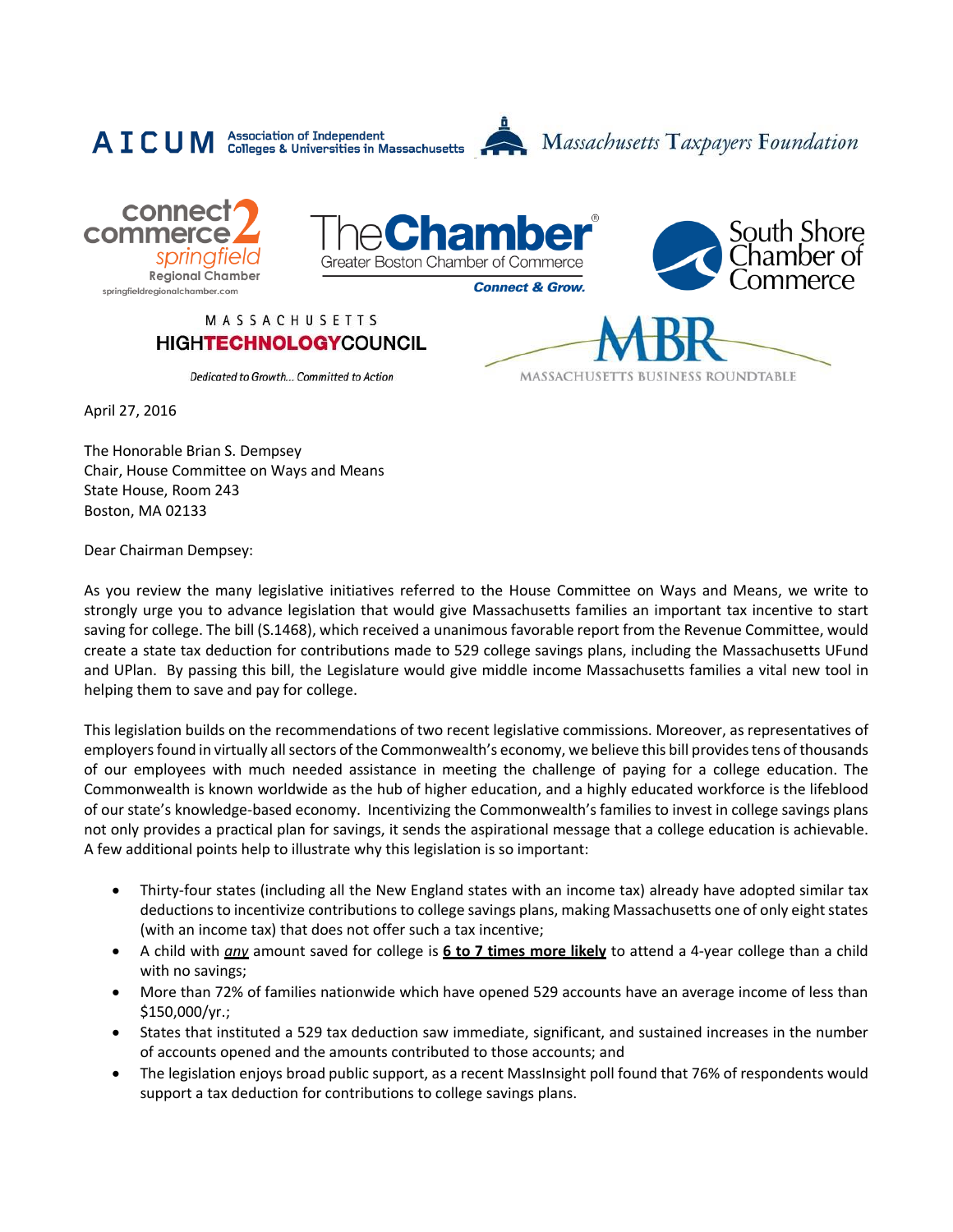AICUM Association of Independent Colleges & Universities in Massachusetts

Massachusetts Taxpayers Foundation

connect2commerce springfield Regional Chamber
springfieldregionalchamber.com

The Chamber Greater Boston Chamber of Commerce
Connect & Grow.

South Shore Chamber of Commerce

MASSACHUSETTS HIGHTECHNOLOGYCOUNCIL
Dedicated to Growth... Committed to Action

MBR MASSACHUSETTS BUSINESS ROUNDTABLE

April 27, 2016

The Honorable Brian S. Dempsey
Chair, House Committee on Ways and Means
State House, Room 243
Boston, MA 02133

Dear Chairman Dempsey:

As you review the many legislative initiatives referred to the House Committee on Ways and Means, we write to strongly urge you to advance legislation that would give Massachusetts families an important tax incentive to start saving for college. The bill (S.1468), which received a unanimous favorable report from the Revenue Committee, would create a state tax deduction for contributions made to 529 college savings plans, including the Massachusetts UFund and UPlan. By passing this bill, the Legislature would give middle income Massachusetts families a vital new tool in helping them to save and pay for college.

This legislation builds on the recommendations of two recent legislative commissions. Moreover, as representatives of employers found in virtually all sectors of the Commonwealth's economy, we believe this bill provides tens of thousands of our employees with much needed assistance in meeting the challenge of paying for a college education. The Commonwealth is known worldwide as the hub of higher education, and a highly educated workforce is the lifeblood of our state's knowledge-based economy. Incentivizing the Commonwealth's families to invest in college savings plans not only provides a practical plan for savings, it sends the aspirational message that a college education is achievable. A few additional points help to illustrate why this legislation is so important:

- Thirty-four states (including all the New England states with an income tax) already have adopted similar tax deductions to incentivize contributions to college savings plans, making Massachusetts one of only eight states (with an income tax) that does not offer such a tax incentive;
- A child with ***any*** amount saved for college is **6 to 7 times more likely** to attend a 4-year college than a child with no savings;
- More than 72% of families nationwide which have opened 529 accounts have an average income of less than $150,000/yr.;
- States that instituted a 529 tax deduction saw immediate, significant, and sustained increases in the number of accounts opened and the amounts contributed to those accounts; and
- The legislation enjoys broad public support, as a recent MassInsight poll found that 76% of respondents would support a tax deduction for contributions to college savings plans.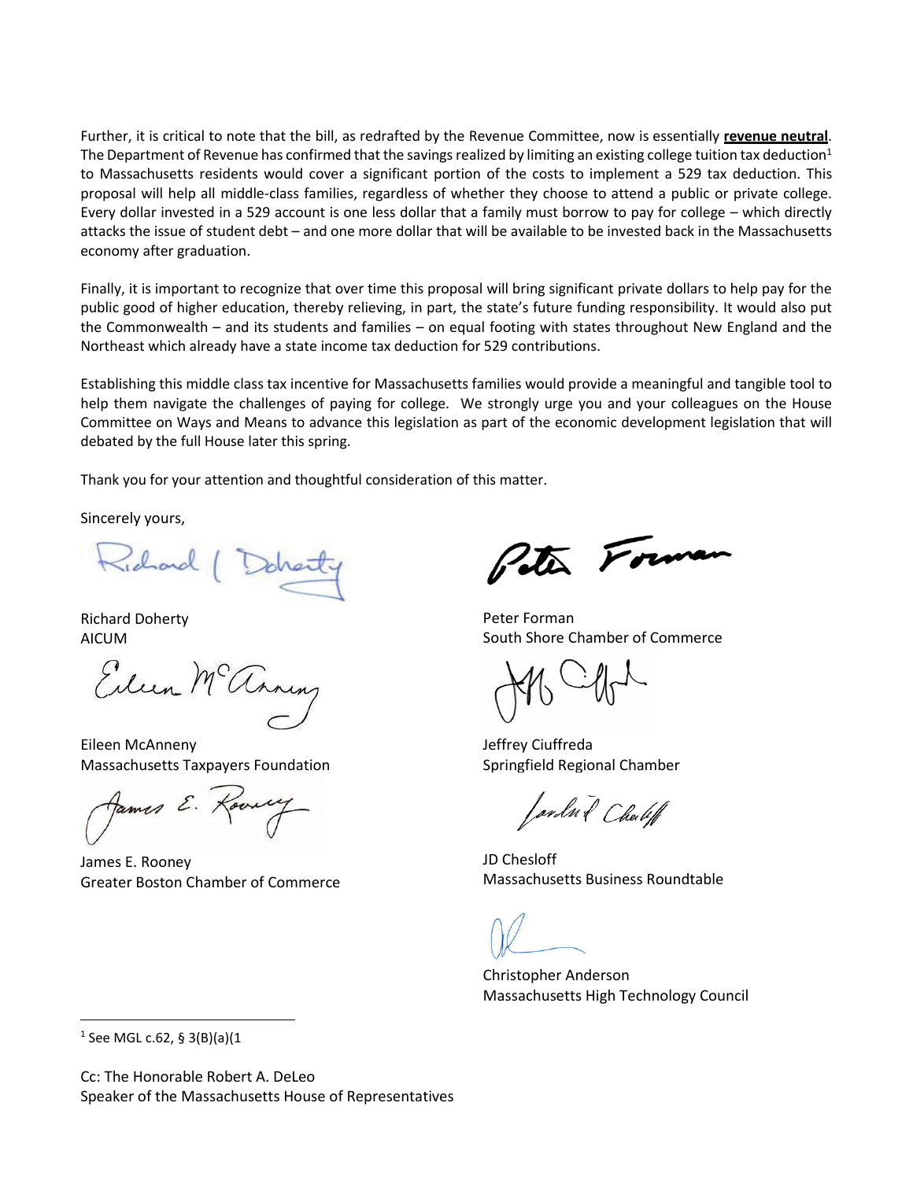Further, it is critical to note that the bill, as redrafted by the Revenue Committee, now is essentially **revenue neutral**. The Department of Revenue has confirmed that the savings realized by limiting an existing college tuition tax deduction[1] to Massachusetts residents would cover a significant portion of the costs to implement a 529 tax deduction. This proposal will help all middle-class families, regardless of whether they choose to attend a public or private college. Every dollar invested in a 529 account is one less dollar that a family must borrow to pay for college – which directly attacks the issue of student debt – and one more dollar that will be available to be invested back in the Massachusetts economy after graduation.

Finally, it is important to recognize that over time this proposal will bring significant private dollars to help pay for the public good of higher education, thereby relieving, in part, the state's future funding responsibility. It would also put the Commonwealth – and its students and families – on equal footing with states throughout New England and the Northeast which already have a state income tax deduction for 529 contributions.

Establishing this middle class tax incentive for Massachusetts families would provide a meaningful and tangible tool to help them navigate the challenges of paying for college. We strongly urge you and your colleagues on the House Committee on Ways and Means to advance this legislation as part of the economic development legislation that will debated by the full House later this spring.

Thank you for your attention and thoughtful consideration of this matter.

Sincerely yours,

Richard Doherty
AICUM

Eileen McAnneny
Massachusetts Taxpayers Foundation

James E. Rooney
Greater Boston Chamber of Commerce

Peter Forman
South Shore Chamber of Commerce

Jeffrey Ciuffreda
Springfield Regional Chamber

JD Chesloff
Massachusetts Business Roundtable

Christopher Anderson
Massachusetts High Technology Council

[1] See MGL c.62, § 3(B)(a)(1

Cc: The Honorable Robert A. DeLeo
Speaker of the Massachusetts House of Representatives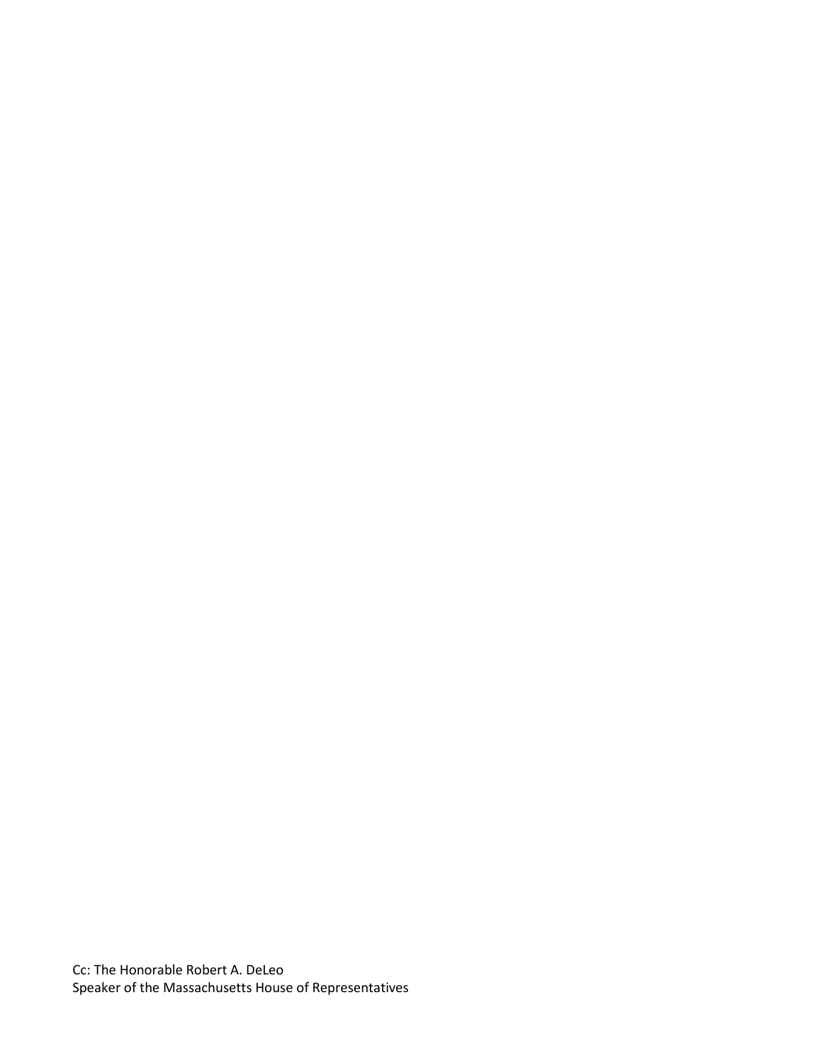Cc: The Honorable Robert A. DeLeo
Speaker of the Massachusetts House of Representatives